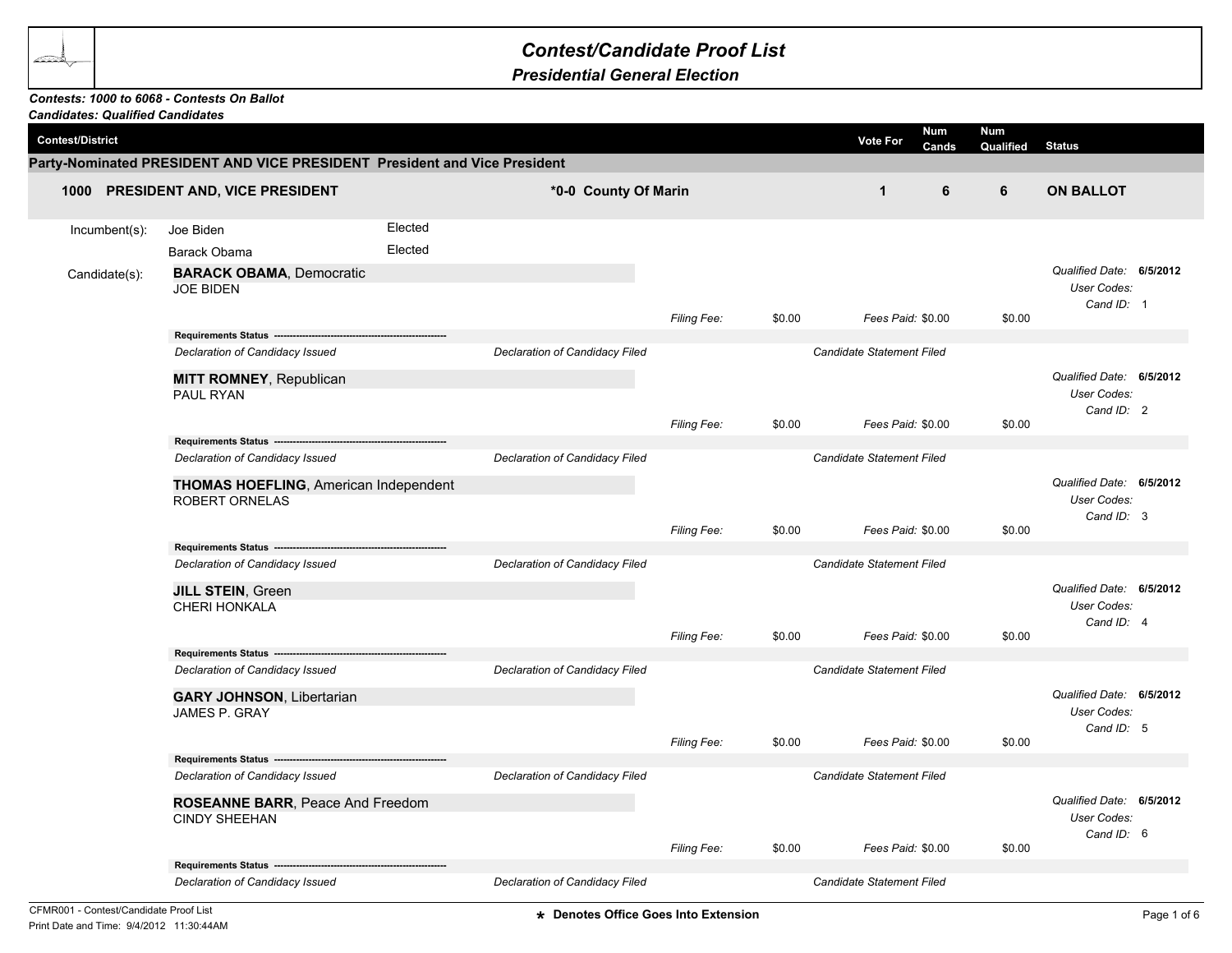# Contest/Candidate Proof List

## Presidential General Election

***Contests: 1000 to 6068 - Contests On Ballot***
***Candidates: Qualified Candidates***

| Contest/District | | Vote For | Num Cands | Num Qualified | Status |
|---|---|---|---|---|---|

### Party-Nominated PRESIDENT AND VICE PRESIDENT President and Vice President

| Contest/District | | Vote For | Num Cands | Num Qualified | Status |
|---|---|---|---|---|---|
| **1000 PRESIDENT AND, VICE PRESIDENT** | **\*0-0 County Of Marin** | **1** | **6** | **6** | **ON BALLOT** |

Incumbent(s):

- Joe Biden — Elected
- Barack Obama — Elected

Candidate(s):

**BARACK OBAMA**, Democratic
JOE BIDEN

*Filing Fee:* $0.00 *Fees Paid:* $0.00 $0.00

*Qualified Date:* **6/5/2012**
*User Codes:*
*Cand ID:* 1

**Requirements Status** -------------------------------------------------------
*Declaration of Candidacy Issued* | *Declaration of Candidacy Filed* | *Candidate Statement Filed*

**MITT ROMNEY**, Republican
PAUL RYAN

*Filing Fee:* $0.00 *Fees Paid:* $0.00 $0.00

*Qualified Date:* **6/5/2012**
*User Codes:*
*Cand ID:* 2

**Requirements Status** -------------------------------------------------------
*Declaration of Candidacy Issued* | *Declaration of Candidacy Filed* | *Candidate Statement Filed*

**THOMAS HOEFLING**, American Independent
ROBERT ORNELAS

*Filing Fee:* $0.00 *Fees Paid:* $0.00 $0.00

*Qualified Date:* **6/5/2012**
*User Codes:*
*Cand ID:* 3

**Requirements Status** -------------------------------------------------------
*Declaration of Candidacy Issued* | *Declaration of Candidacy Filed* | *Candidate Statement Filed*

**JILL STEIN**, Green
CHERI HONKALA

*Filing Fee:* $0.00 *Fees Paid:* $0.00 $0.00

*Qualified Date:* **6/5/2012**
*User Codes:*
*Cand ID:* 4

**Requirements Status** -------------------------------------------------------
*Declaration of Candidacy Issued* | *Declaration of Candidacy Filed* | *Candidate Statement Filed*

**GARY JOHNSON**, Libertarian
JAMES P. GRAY

*Filing Fee:* $0.00 *Fees Paid:* $0.00 $0.00

*Qualified Date:* **6/5/2012**
*User Codes:*
*Cand ID:* 5

**Requirements Status** -------------------------------------------------------
*Declaration of Candidacy Issued* | *Declaration of Candidacy Filed* | *Candidate Statement Filed*

**ROSEANNE BARR**, Peace And Freedom
CINDY SHEEHAN

*Filing Fee:* $0.00 *Fees Paid:* $0.00 $0.00

*Qualified Date:* **6/5/2012**
*User Codes:*
*Cand ID:* 6

**Requirements Status** -------------------------------------------------------
*Declaration of Candidacy Issued* | *Declaration of Candidacy Filed* | *Candidate Statement Filed*

**\* Denotes Office Goes Into Extension**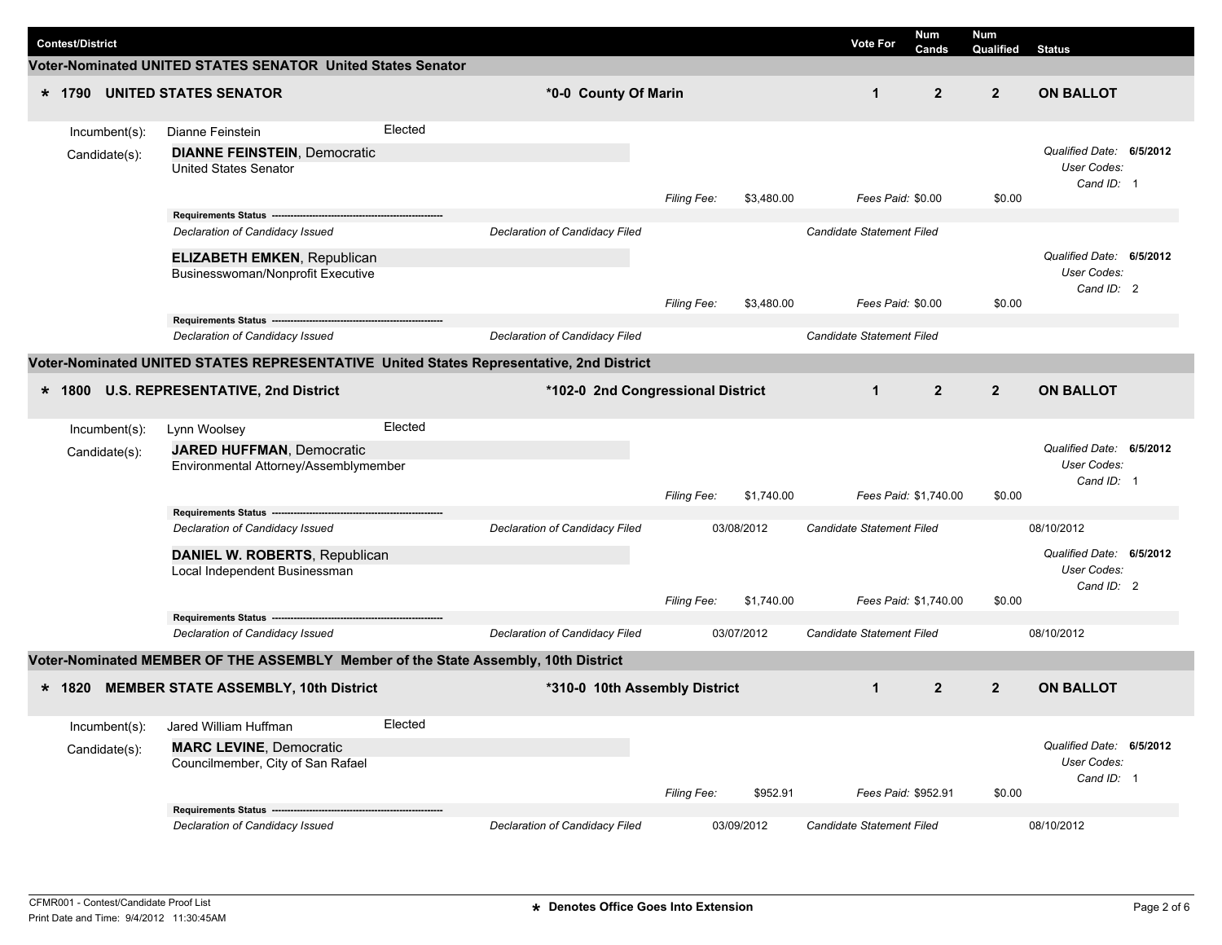| Contest/District | | Vote For | Num Cands | Num Qualified | Status |
|---|---|---|---|---|---|

## Voter-Nominated UNITED STATES SENATOR United States Senator

| * 1790 UNITED STATES SENATOR | *0-0 County Of Marin | 1 | 2 | 2 | ON BALLOT |
|---|---|---|---|---|---|

Incumbent(s): Dianne Feinstein — Elected

Candidate(s):

**DIANNE FEINSTEIN**, Democratic
United States Senator

*Qualified Date:* **6/5/2012**
*User Codes:*
*Cand ID:* 1

*Filing Fee:* $3,480.00 *Fees Paid:* $0.00 $0.00

**Requirements Status**

| *Declaration of Candidacy Issued* | *Declaration of Candidacy Filed* | | *Candidate Statement Filed* | |
|---|---|---|---|---|

**ELIZABETH EMKEN**, Republican
Businesswoman/Nonprofit Executive

*Qualified Date:* **6/5/2012**
*User Codes:*
*Cand ID:* 2

*Filing Fee:* $3,480.00 *Fees Paid:* $0.00 $0.00

**Requirements Status**

| *Declaration of Candidacy Issued* | *Declaration of Candidacy Filed* | | *Candidate Statement Filed* | |
|---|---|---|---|---|

## Voter-Nominated UNITED STATES REPRESENTATIVE United States Representative, 2nd District

| * 1800 U.S. REPRESENTATIVE, 2nd District | *102-0 2nd Congressional District | 1 | 2 | 2 | ON BALLOT |
|---|---|---|---|---|---|

Incumbent(s): Lynn Woolsey — Elected

Candidate(s):

**JARED HUFFMAN**, Democratic
Environmental Attorney/Assemblymember

*Qualified Date:* **6/5/2012**
*User Codes:*
*Cand ID:* 1

*Filing Fee:* $1,740.00 *Fees Paid:* $1,740.00 $0.00

**Requirements Status**

| *Declaration of Candidacy Issued* | *Declaration of Candidacy Filed* | 03/08/2012 | *Candidate Statement Filed* | 08/10/2012 |
|---|---|---|---|---|

**DANIEL W. ROBERTS**, Republican
Local Independent Businessman

*Qualified Date:* **6/5/2012**
*User Codes:*
*Cand ID:* 2

*Filing Fee:* $1,740.00 *Fees Paid:* $1,740.00 $0.00

**Requirements Status**

| *Declaration of Candidacy Issued* | *Declaration of Candidacy Filed* | 03/07/2012 | *Candidate Statement Filed* | 08/10/2012 |
|---|---|---|---|---|

## Voter-Nominated MEMBER OF THE ASSEMBLY Member of the State Assembly, 10th District

| * 1820 MEMBER STATE ASSEMBLY, 10th District | *310-0 10th Assembly District | 1 | 2 | 2 | ON BALLOT |
|---|---|---|---|---|---|

Incumbent(s): Jared William Huffman — Elected

Candidate(s):

**MARC LEVINE**, Democratic
Councilmember, City of San Rafael

*Qualified Date:* **6/5/2012**
*User Codes:*
*Cand ID:* 1

*Filing Fee:* $952.91 *Fees Paid:* $952.91 $0.00

**Requirements Status**

| *Declaration of Candidacy Issued* | *Declaration of Candidacy Filed* | 03/09/2012 | *Candidate Statement Filed* | 08/10/2012 |
|---|---|---|---|---|

CFMR001 - Contest/Candidate Proof List
Print Date and Time: 9/4/2012 11:30:45AM

* Denotes Office Goes Into Extension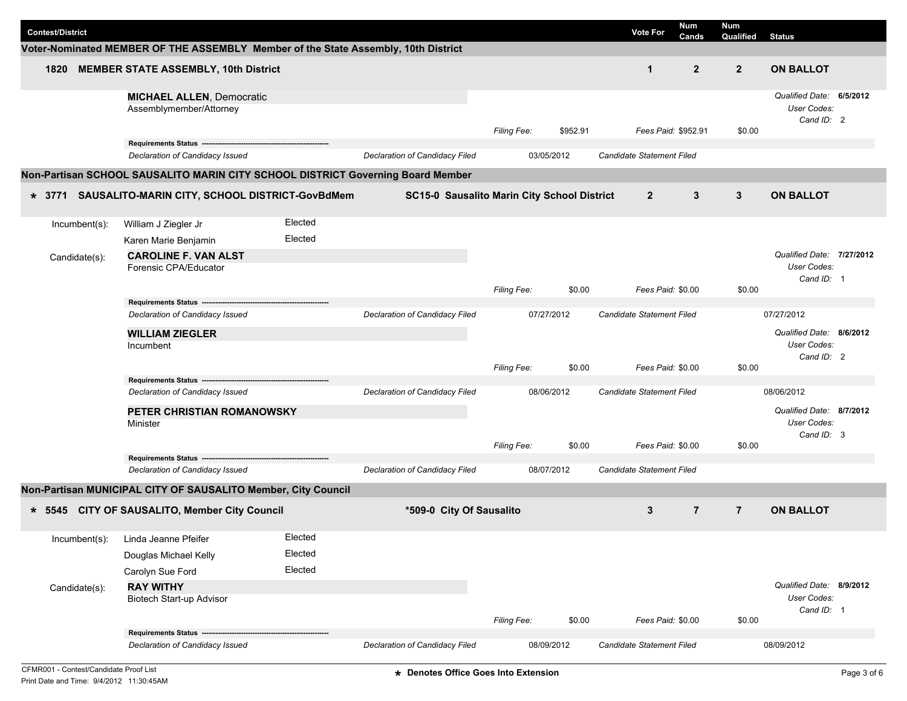| Contest/District | Vote For | Num Cands | Num Qualified | Status |
|---|---|---|---|---|

## Voter-Nominated MEMBER OF THE ASSEMBLY Member of the State Assembly, 10th District

**1820 MEMBER STATE ASSEMBLY, 10th District** — Vote For: **1** | Num Cands: **2** | Num Qualified: **2** | **ON BALLOT**

**MICHAEL ALLEN**, Democratic
Assemblymember/Attorney
*Qualified Date:* **6/5/2012**
*User Codes:*
*Cand ID:* 2
*Filing Fee:* $952.91 — *Fees Paid:* $952.91 — $0.00

**Requirements Status** ----------------------------------------
*Declaration of Candidacy Issued* — *Declaration of Candidacy Filed* 03/05/2012 — *Candidate Statement Filed*

## Non-Partisan SCHOOL SAUSALITO MARIN CITY SCHOOL DISTRICT Governing Board Member

**\* 3771 SAUSALITO-MARIN CITY, SCHOOL DISTRICT-GovBdMem** — **SC15-0 Sausalito Marin City School District** — Vote For: **2** | Num Cands: **3** | Num Qualified: **3** | **ON BALLOT**

Incumbent(s):
- William J Ziegler Jr — Elected
- Karen Marie Benjamin — Elected

Candidate(s):

**CAROLINE F. VAN ALST**
Forensic CPA/Educator
*Qualified Date:* **7/27/2012**
*User Codes:*
*Cand ID:* 1
*Filing Fee:* $0.00 — *Fees Paid:* $0.00 — $0.00

**Requirements Status** ----------------------------------------
*Declaration of Candidacy Issued* — *Declaration of Candidacy Filed* 07/27/2012 — *Candidate Statement Filed* 07/27/2012

**WILLIAM ZIEGLER**
Incumbent
*Qualified Date:* **8/6/2012**
*User Codes:*
*Cand ID:* 2
*Filing Fee:* $0.00 — *Fees Paid:* $0.00 — $0.00

**Requirements Status** ----------------------------------------
*Declaration of Candidacy Issued* — *Declaration of Candidacy Filed* 08/06/2012 — *Candidate Statement Filed* 08/06/2012

**PETER CHRISTIAN ROMANOWSKY**
Minister
*Qualified Date:* **8/7/2012**
*User Codes:*
*Cand ID:* 3
*Filing Fee:* $0.00 — *Fees Paid:* $0.00 — $0.00

**Requirements Status** ----------------------------------------
*Declaration of Candidacy Issued* — *Declaration of Candidacy Filed* 08/07/2012 — *Candidate Statement Filed*

## Non-Partisan MUNICIPAL CITY OF SAUSALITO Member, City Council

**\* 5545 CITY OF SAUSALITO, Member City Council** — **\*509-0 City Of Sausalito** — Vote For: **3** | Num Cands: **7** | Num Qualified: **7** | **ON BALLOT**

Incumbent(s):
- Linda Jeanne Pfeifer — Elected
- Douglas Michael Kelly — Elected
- Carolyn Sue Ford — Elected

Candidate(s):

**RAY WITHY**
Biotech Start-up Advisor
*Qualified Date:* **8/9/2012**
*User Codes:*
*Cand ID:* 1
*Filing Fee:* $0.00 — *Fees Paid:* $0.00 — $0.00

**Requirements Status** ----------------------------------------
*Declaration of Candidacy Issued* — *Declaration of Candidacy Filed* 08/09/2012 — *Candidate Statement Filed* 08/09/2012

CFMR001 - Contest/Candidate Proof List
Print Date and Time: 9/4/2012 11:30:45AM

**\* Denotes Office Goes Into Extension**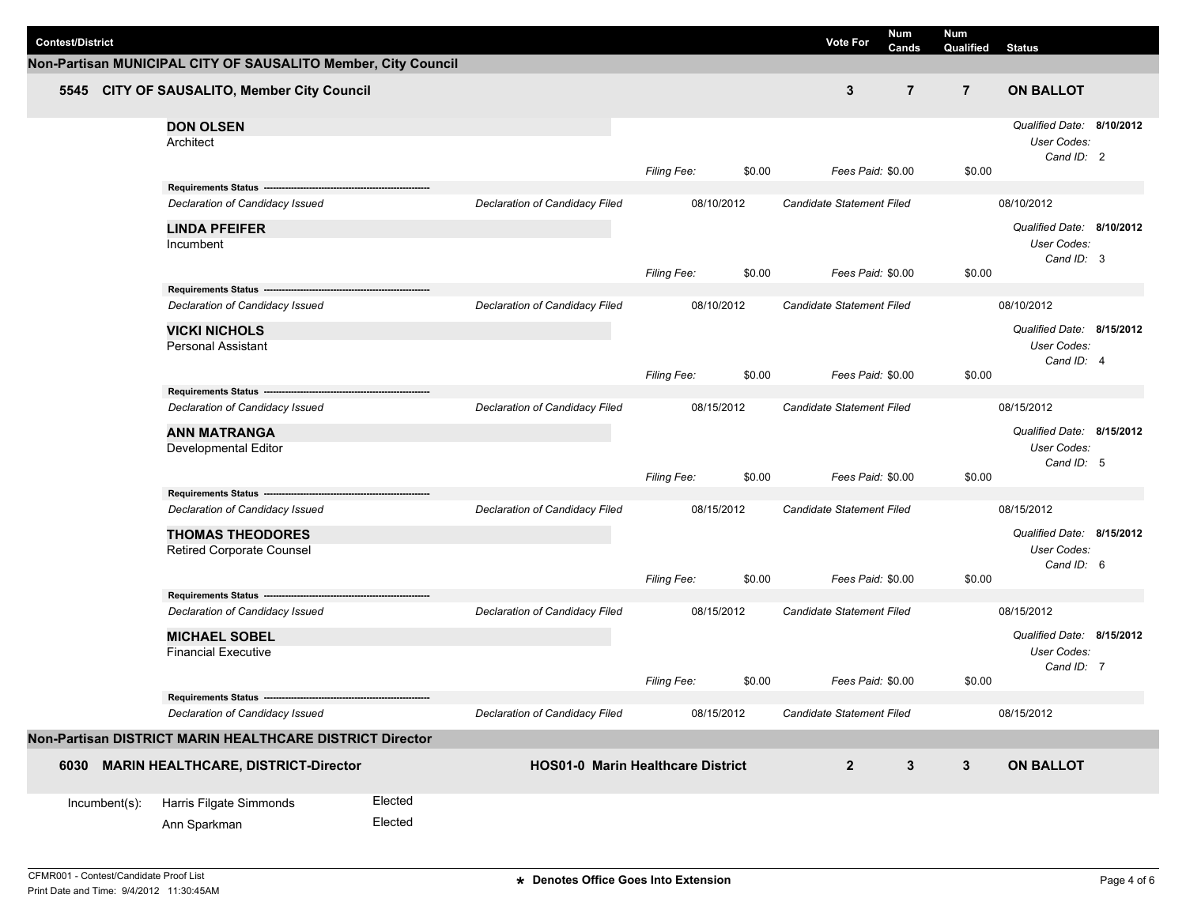| Contest/District | Vote For | Num Cands | Num Qualified | Status |
|---|---|---|---|---|

## Non-Partisan MUNICIPAL CITY OF SAUSALITO Member, City Council

| Contest/District | Vote For | Num Cands | Num Qualified | Status |
|---|---|---|---|---|
| **5545 CITY OF SAUSALITO, Member City Council** | **3** | **7** | **7** | **ON BALLOT** |

**DON OLSEN**
Architect

*Qualified Date:* **8/10/2012**
*User Codes:*
*Cand ID:* 2

*Filing Fee:* $0.00 *Fees Paid:* $0.00 $0.00

**Requirements Status**

| Requirement | Date | Requirement | Date |
|---|---|---|---|
| *Declaration of Candidacy Issued* | | | |
| *Declaration of Candidacy Filed* | 08/10/2012 | *Candidate Statement Filed* | 08/10/2012 |

**LINDA PFEIFER**
Incumbent

*Qualified Date:* **8/10/2012**
*User Codes:*
*Cand ID:* 3

*Filing Fee:* $0.00 *Fees Paid:* $0.00 $0.00

**Requirements Status**

| Requirement | Date | Requirement | Date |
|---|---|---|---|
| *Declaration of Candidacy Issued* | | | |
| *Declaration of Candidacy Filed* | 08/10/2012 | *Candidate Statement Filed* | 08/10/2012 |

**VICKI NICHOLS**
Personal Assistant

*Qualified Date:* **8/15/2012**
*User Codes:*
*Cand ID:* 4

*Filing Fee:* $0.00 *Fees Paid:* $0.00 $0.00

**Requirements Status**

| Requirement | Date | Requirement | Date |
|---|---|---|---|
| *Declaration of Candidacy Issued* | | | |
| *Declaration of Candidacy Filed* | 08/15/2012 | *Candidate Statement Filed* | 08/15/2012 |

**ANN MATRANGA**
Developmental Editor

*Qualified Date:* **8/15/2012**
*User Codes:*
*Cand ID:* 5

*Filing Fee:* $0.00 *Fees Paid:* $0.00 $0.00

**Requirements Status**

| Requirement | Date | Requirement | Date |
|---|---|---|---|
| *Declaration of Candidacy Issued* | | | |
| *Declaration of Candidacy Filed* | 08/15/2012 | *Candidate Statement Filed* | 08/15/2012 |

**THOMAS THEODORES**
Retired Corporate Counsel

*Qualified Date:* **8/15/2012**
*User Codes:*
*Cand ID:* 6

*Filing Fee:* $0.00 *Fees Paid:* $0.00 $0.00

**Requirements Status**

| Requirement | Date | Requirement | Date |
|---|---|---|---|
| *Declaration of Candidacy Issued* | | | |
| *Declaration of Candidacy Filed* | 08/15/2012 | *Candidate Statement Filed* | 08/15/2012 |

**MICHAEL SOBEL**
Financial Executive

*Qualified Date:* **8/15/2012**
*User Codes:*
*Cand ID:* 7

*Filing Fee:* $0.00 *Fees Paid:* $0.00 $0.00

**Requirements Status**

| Requirement | Date | Requirement | Date |
|---|---|---|---|
| *Declaration of Candidacy Issued* | | | |
| *Declaration of Candidacy Filed* | 08/15/2012 | *Candidate Statement Filed* | 08/15/2012 |

## Non-Partisan DISTRICT MARIN HEALTHCARE DISTRICT Director

| Contest/District | | Vote For | Num Cands | Num Qualified | Status |
|---|---|---|---|---|---|
| **6030 MARIN HEALTHCARE, DISTRICT-Director** | **HOS01-0 Marin Healthcare District** | **2** | **3** | **3** | **ON BALLOT** |

| Incumbent(s): | | |
|---|---|---|
| | Harris Filgate Simmonds | Elected |
| | Ann Sparkman | Elected |

CFMR001 - Contest/Candidate Proof List
Print Date and Time: 9/4/2012 11:30:45AM

**\* Denotes Office Goes Into Extension**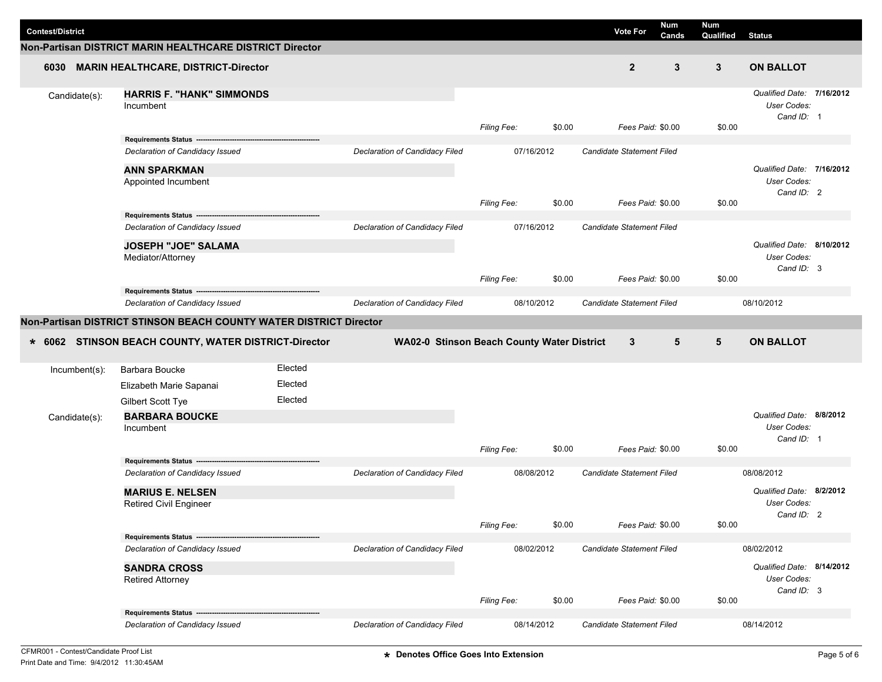| Contest/District | Vote For | Num Cands | Num Qualified | Status |
|---|---|---|---|---|

## Non-Partisan DISTRICT MARIN HEALTHCARE DISTRICT Director

| Contest/District | Vote For | Num Cands | Num Qualified | Status |
|---|---|---|---|---|
| 6030 MARIN HEALTHCARE, DISTRICT-Director | 2 | 3 | 3 | ON BALLOT |

**Candidate(s):**

**HARRIS F. "HANK" SIMMONDS**
Incumbent

*Qualified Date:* **7/16/2012**
*User Codes:*
*Cand ID:* 1

*Filing Fee:* $0.00 *Fees Paid:* $0.00 $0.00

**Requirements Status**

| Requirement | Date | Requirement | Date |
|---|---|---|---|
| *Declaration of Candidacy Issued* | | | |
| *Declaration of Candidacy Filed* | 07/16/2012 | *Candidate Statement Filed* | |

**ANN SPARKMAN**
Appointed Incumbent

*Qualified Date:* **7/16/2012**
*User Codes:*
*Cand ID:* 2

*Filing Fee:* $0.00 *Fees Paid:* $0.00 $0.00

**Requirements Status**

| Requirement | Date | Requirement | Date |
|---|---|---|---|
| *Declaration of Candidacy Issued* | | | |
| *Declaration of Candidacy Filed* | 07/16/2012 | *Candidate Statement Filed* | |

**JOSEPH "JOE" SALAMA**
Mediator/Attorney

*Qualified Date:* **8/10/2012**
*User Codes:*
*Cand ID:* 3

*Filing Fee:* $0.00 *Fees Paid:* $0.00 $0.00

**Requirements Status**

| Requirement | Date | Requirement | Date |
|---|---|---|---|
| *Declaration of Candidacy Issued* | | | |
| *Declaration of Candidacy Filed* | 08/10/2012 | *Candidate Statement Filed* | 08/10/2012 |

## Non-Partisan DISTRICT STINSON BEACH COUNTY WATER DISTRICT Director

| Contest/District | District | Vote For | Num Cands | Num Qualified | Status |
|---|---|---|---|---|---|
| * 6062 STINSON BEACH COUNTY, WATER DISTRICT-Director | WA02-0 Stinson Beach County Water District | 3 | 5 | 5 | ON BALLOT |

**Incumbent(s):**

| Incumbent | Status |
|---|---|
| Barbara Boucke | Elected |
| Elizabeth Marie Sapanai | Elected |
| Gilbert Scott Tye | Elected |

**Candidate(s):**

**BARBARA BOUCKE**
Incumbent

*Qualified Date:* **8/8/2012**
*User Codes:*
*Cand ID:* 1

*Filing Fee:* $0.00 *Fees Paid:* $0.00 $0.00

**Requirements Status**

| Requirement | Date | Requirement | Date |
|---|---|---|---|
| *Declaration of Candidacy Issued* | | | |
| *Declaration of Candidacy Filed* | 08/08/2012 | *Candidate Statement Filed* | 08/08/2012 |

**MARIUS E. NELSEN**
Retired Civil Engineer

*Qualified Date:* **8/2/2012**
*User Codes:*
*Cand ID:* 2

*Filing Fee:* $0.00 *Fees Paid:* $0.00 $0.00

**Requirements Status**

| Requirement | Date | Requirement | Date |
|---|---|---|---|
| *Declaration of Candidacy Issued* | | | |
| *Declaration of Candidacy Filed* | 08/02/2012 | *Candidate Statement Filed* | 08/02/2012 |

**SANDRA CROSS**
Retired Attorney

*Qualified Date:* **8/14/2012**
*User Codes:*
*Cand ID:* 3

*Filing Fee:* $0.00 *Fees Paid:* $0.00 $0.00

**Requirements Status**

| Requirement | Date | Requirement | Date |
|---|---|---|---|
| *Declaration of Candidacy Issued* | | | |
| *Declaration of Candidacy Filed* | 08/14/2012 | *Candidate Statement Filed* | 08/14/2012 |

CFMR001 - Contest/Candidate Proof List
Print Date and Time: 9/4/2012 11:30:45AM

**\* Denotes Office Goes Into Extension**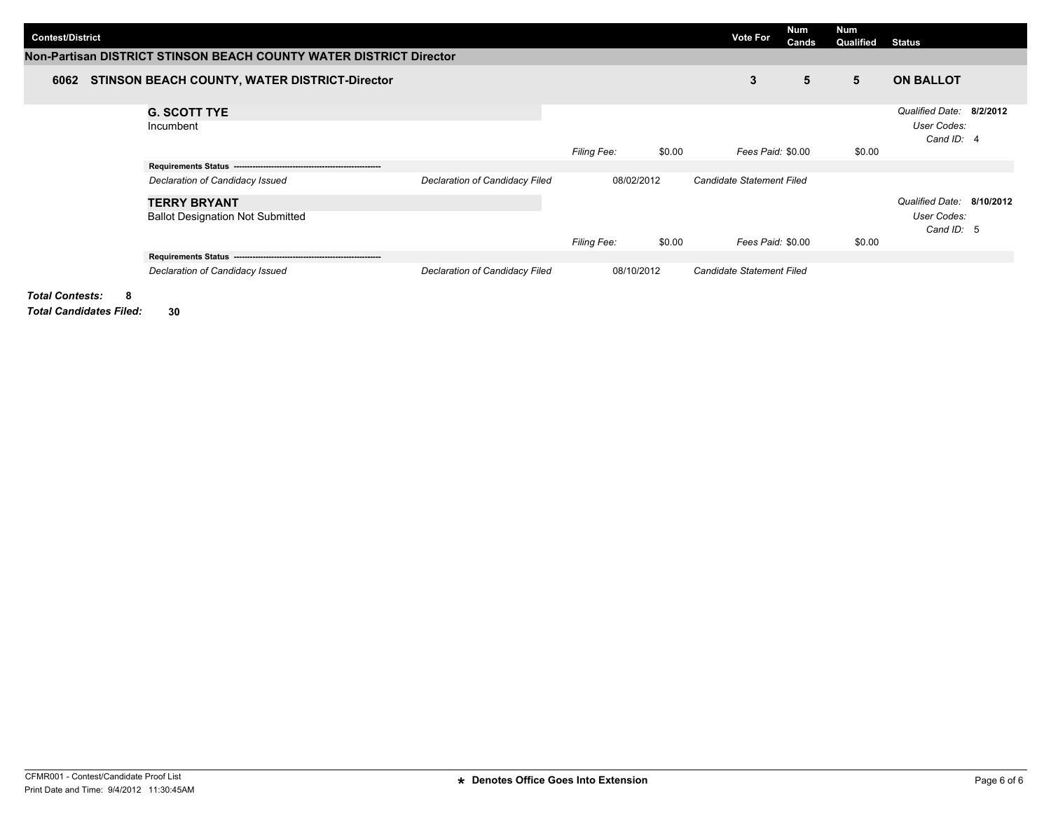| Contest/District | Vote For | Num Cands | Num Qualified | Status |
|---|---|---|---|---|

## Non-Partisan DISTRICT STINSON BEACH COUNTY WATER DISTRICT Director

| | Vote For | Num Cands | Num Qualified | Status |
|---|---|---|---|---|
| **6062 STINSON BEACH COUNTY, WATER DISTRICT-Director** | **3** | **5** | **5** | **ON BALLOT** |

**G. SCOTT TYE**
Incumbent

*Qualified Date:* **8/2/2012**
*User Codes:*
*Cand ID:* 4

*Filing Fee:* $0.00 *Fees Paid:* $0.00 $0.00

**Requirements Status** ---------------------------------------------------------

| | | | |
|---|---|---|---|
| *Declaration of Candidacy Issued* | *Declaration of Candidacy Filed* | 08/02/2012 | *Candidate Statement Filed* |

**TERRY BRYANT**
Ballot Designation Not Submitted

*Qualified Date:* **8/10/2012**
*User Codes:*
*Cand ID:* 5

*Filing Fee:* $0.00 *Fees Paid:* $0.00 $0.00

**Requirements Status** ---------------------------------------------------------

| | | | |
|---|---|---|---|
| *Declaration of Candidacy Issued* | *Declaration of Candidacy Filed* | 08/10/2012 | *Candidate Statement Filed* |

***Total Contests:*** **8**
***Total Candidates Filed:*** **30**

CFMR001 - Contest/Candidate Proof List
Print Date and Time: 9/4/2012 11:30:45AM

**\* Denotes Office Goes Into Extension**